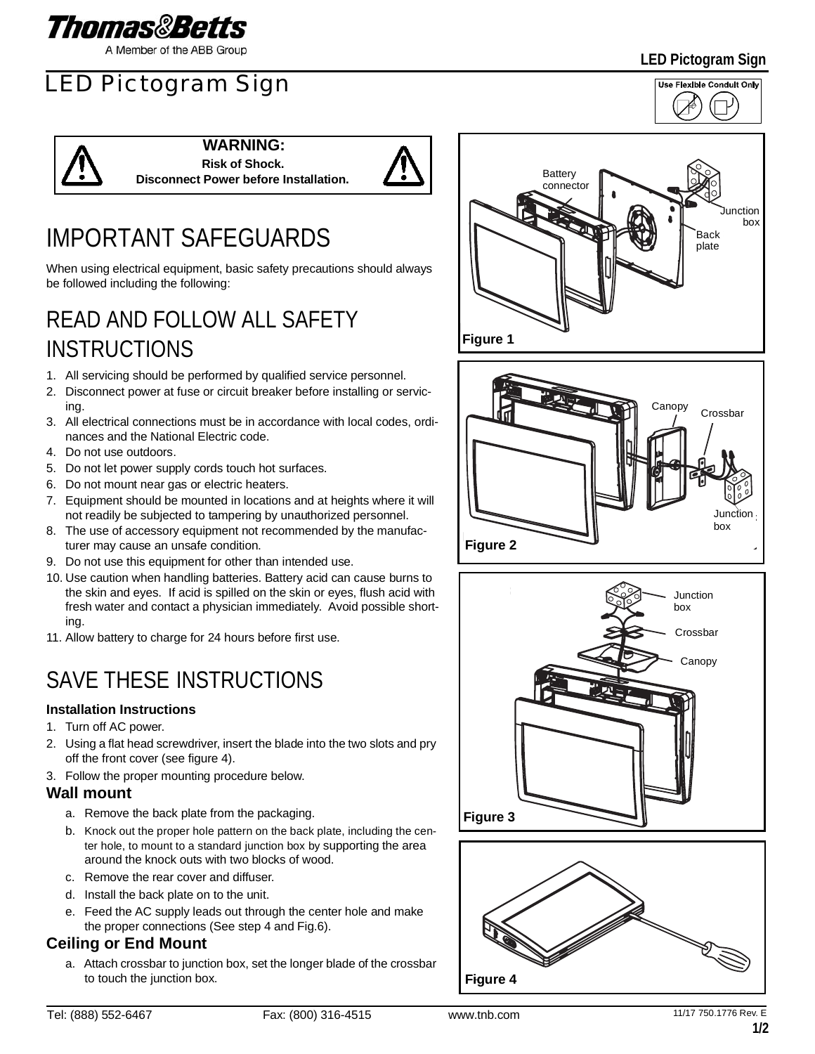# LED Pictogram Sign

Use Flexible Conduit Only

**WARNING:**
**Risk of Shock.**
**Disconnect Power before Installation.**

# IMPORTANT SAFEGUARDS

When using electrical equipment, basic safety precautions should always be followed including the following:

# READ AND FOLLOW ALL SAFETY INSTRUCTIONS

1. All servicing should be performed by qualified service personnel.
2. Disconnect power at fuse or circuit breaker before installing or servicing.
3. All electrical connections must be in accordance with local codes, ordinances and the National Electric code.
4. Do not use outdoors.
5. Do not let power supply cords touch hot surfaces.
6. Do not mount near gas or electric heaters.
7. Equipment should be mounted in locations and at heights where it will not readily be subjected to tampering by unauthorized personnel.
8. The use of accessory equipment not recommended by the manufacturer may cause an unsafe condition.
9. Do not use this equipment for other than intended use.
10. Use caution when handling batteries. Battery acid can cause burns to the skin and eyes. If acid is spilled on the skin or eyes, flush acid with fresh water and contact a physician immediately. Avoid possible shorting.
11. Allow battery to charge for 24 hours before first use.

# SAVE THESE INSTRUCTIONS

**Installation Instructions**

1. Turn off AC power.
2. Using a flat head screwdriver, insert the blade into the two slots and pry off the front cover (see figure 4).
3. Follow the proper mounting procedure below.

## Wall mount

a. Remove the back plate from the packaging.
b. Knock out the proper hole pattern on the back plate, including the center hole, to mount to a standard junction box by supporting the area around the knock outs with two blocks of wood.
c. Remove the rear cover and diffuser.
d. Install the back plate on to the unit.
e. Feed the AC supply leads out through the center hole and make the proper connections (See step 4 and Fig.6).

## Ceiling or End Mount

a. Attach crossbar to junction box, set the longer blade of the crossbar to touch the junction box.

Battery connector, Junction box, Back plate

**Figure 1**

Canopy, Crossbar, Junction box

**Figure 2**

Junction box, Crossbar, Canopy

**Figure 3**

**Figure 4**

Tel: (888) 552-6467 Fax: (800) 316-4515 www.tnb.com 11/17 750.1776 Rev. E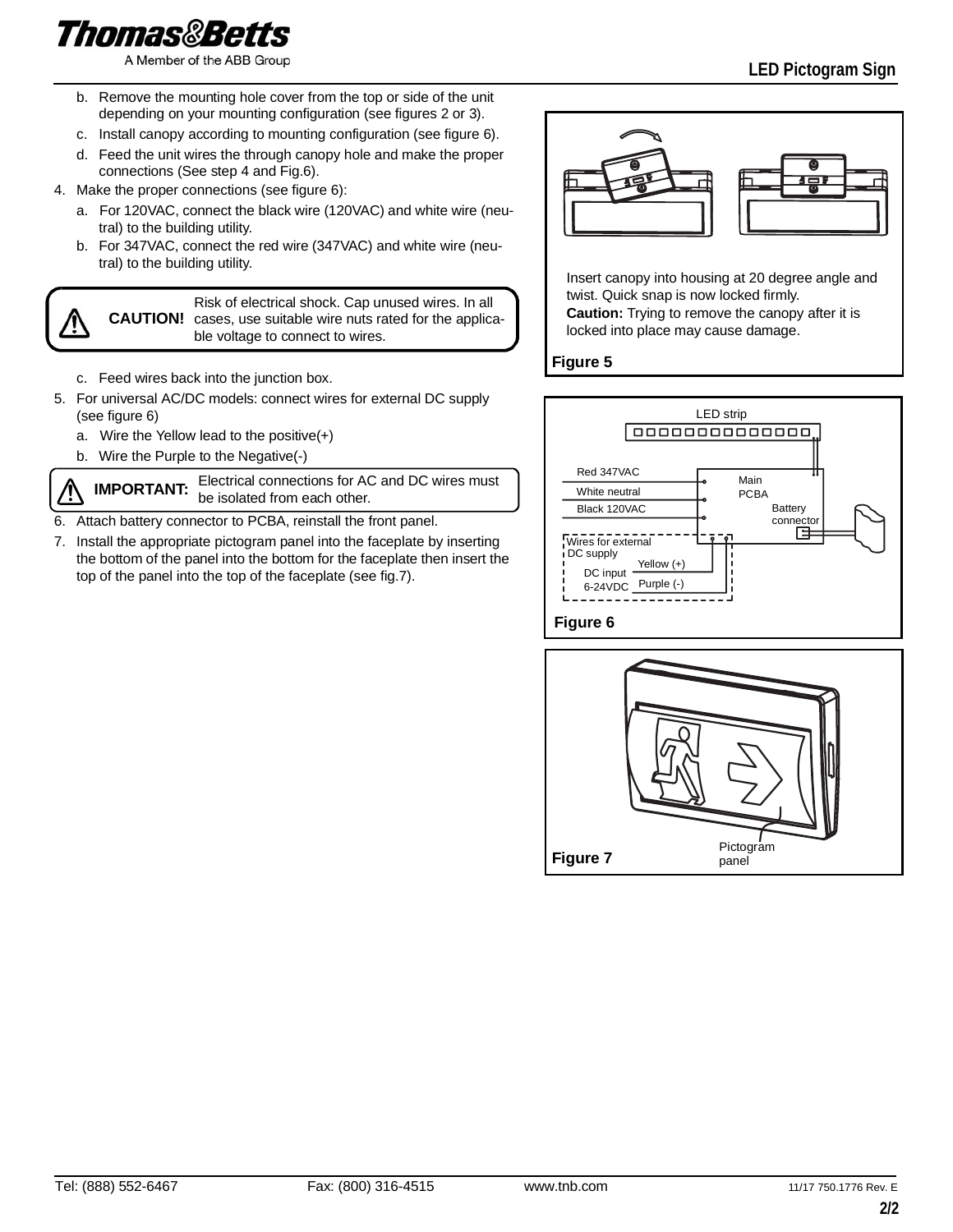b. Remove the mounting hole cover from the top or side of the unit depending on your mounting configuration (see figures 2 or 3).

c. Install canopy according to mounting configuration (see figure 6).

d. Feed the unit wires the through canopy hole and make the proper connections (See step 4 and Fig.6).

4. Make the proper connections (see figure 6):

   a. For 120VAC, connect the black wire (120VAC) and white wire (neutral) to the building utility.

   b. For 347VAC, connect the red wire (347VAC) and white wire (neutral) to the building utility.

**CAUTION!** Risk of electrical shock. Cap unused wires. In all cases, use suitable wire nuts rated for the applicable voltage to connect to wires.

   c. Feed wires back into the junction box.

5. For universal AC/DC models: connect wires for external DC supply (see figure 6)

   a. Wire the Yellow lead to the positive(+)

   b. Wire the Purple to the Negative(-)

**IMPORTANT:** Electrical connections for AC and DC wires must be isolated from each other.

6. Attach battery connector to PCBA, reinstall the front panel.

7. Install the appropriate pictogram panel into the faceplate by inserting the bottom of the panel into the bottom for the faceplate then insert the top of the panel into the top of the faceplate (see fig.7).

Insert canopy into housing at 20 degree angle and twist. Quick snap is now locked firmly.
**Caution:** Trying to remove the canopy after it is locked into place may cause damage.

**Figure 5**

LED strip
Red 347VAC
White neutral
Black 120VAC
Main PCBA
Battery connector
Wires for external DC supply
DC input 6-24VDC
Yellow (+)
Purple (-)

**Figure 6**

Pictogram panel

**Figure 7**

Tel: (888) 552-6467 Fax: (800) 316-4515 www.tnb.com 11/17 750.1776 Rev. E